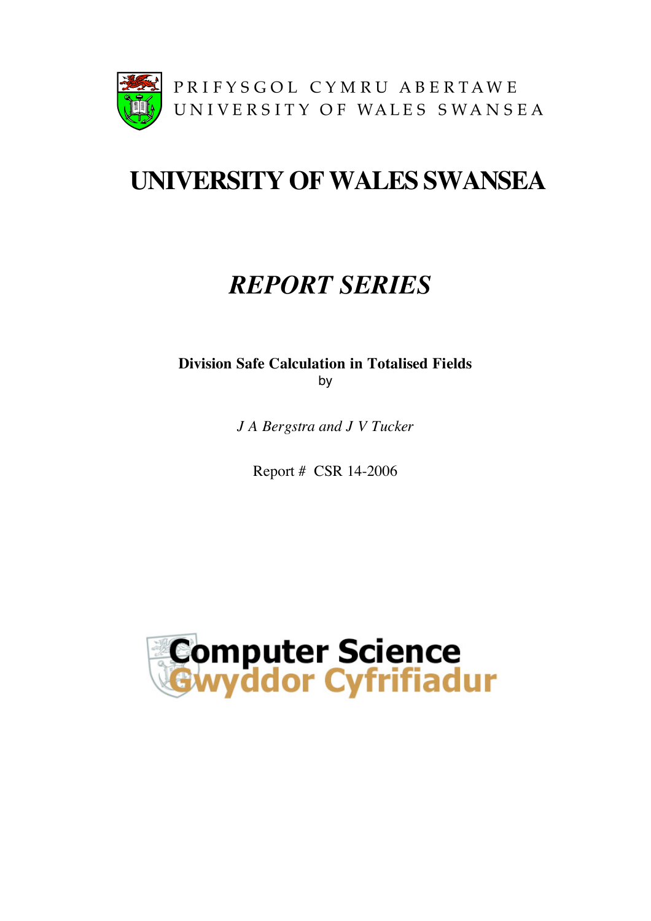PRIFYSGOL CYMRU ABERTAWE
UNIVERSITY OF WALES SWANSEA

# UNIVERSITY OF WALES SWANSEA

## *REPORT SERIES*

**Division Safe Calculation in Totalised Fields**
by

*J A Bergstra and J V Tucker*

Report # CSR 14-2006

Computer Science
Gwyddor Cyfrifiadur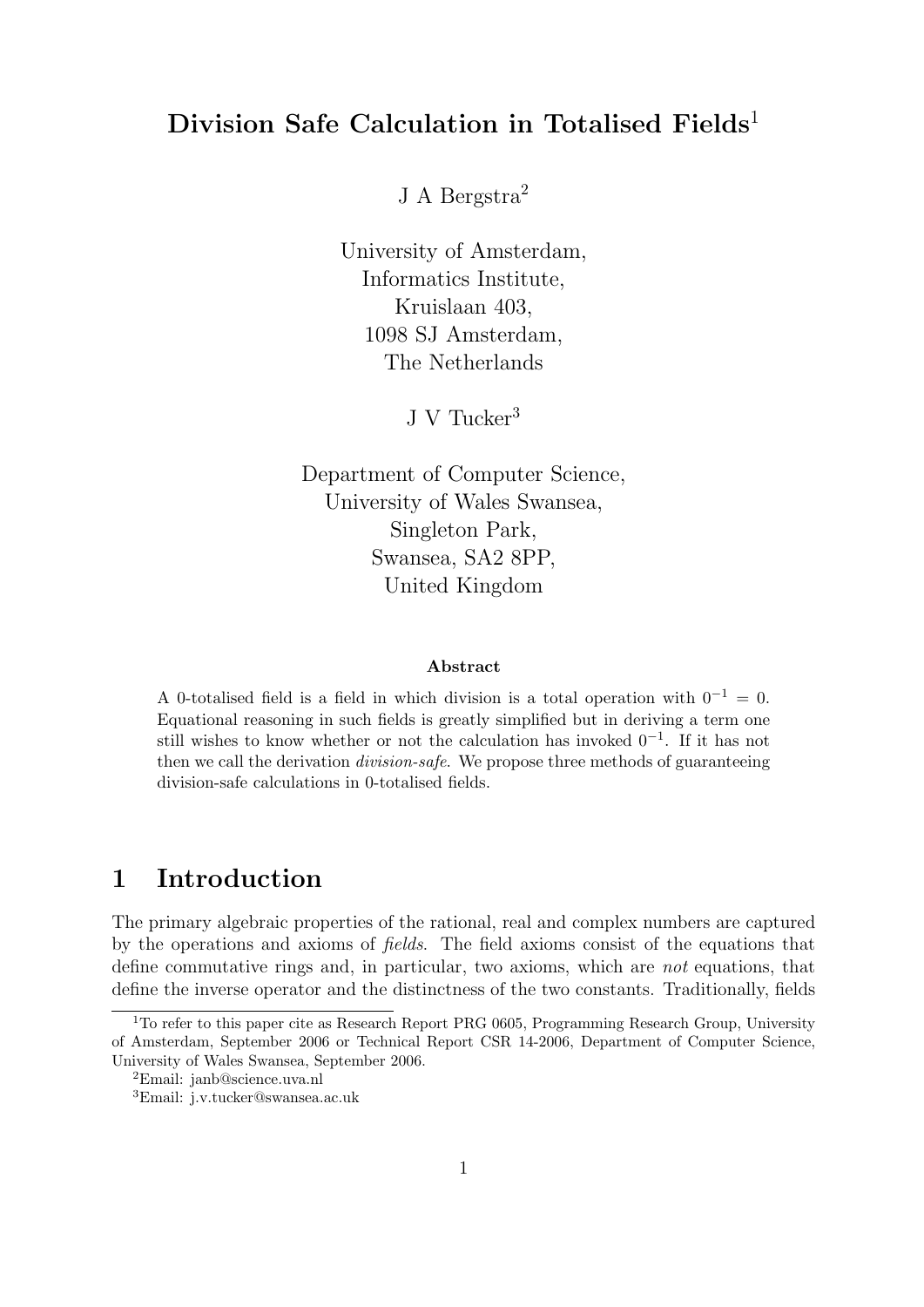# Division Safe Calculation in Totalised Fields[1]

J A Bergstra[2]

University of Amsterdam,
Informatics Institute,
Kruislaan 403,
1098 SJ Amsterdam,
The Netherlands

J V Tucker[3]

Department of Computer Science,
University of Wales Swansea,
Singleton Park,
Swansea, SA2 8PP,
United Kingdom

### Abstract

A 0-totalised field is a field in which division is a total operation with $0^{-1} = 0$. Equational reasoning in such fields is greatly simplified but in deriving a term one still wishes to know whether or not the calculation has invoked $0^{-1}$. If it has not then we call the derivation *division-safe*. We propose three methods of guaranteeing division-safe calculations in 0-totalised fields.

## 1 Introduction

The primary algebraic properties of the rational, real and complex numbers are captured by the operations and axioms of *fields*. The field axioms consist of the equations that define commutative rings and, in particular, two axioms, which are *not* equations, that define the inverse operator and the distinctness of the two constants. Traditionally, fields

[1] To refer to this paper cite as Research Report PRG 0605, Programming Research Group, University of Amsterdam, September 2006 or Technical Report CSR 14-2006, Department of Computer Science, University of Wales Swansea, September 2006.

[2] Email: janb@science.uva.nl

[3] Email: j.v.tucker@swansea.ac.uk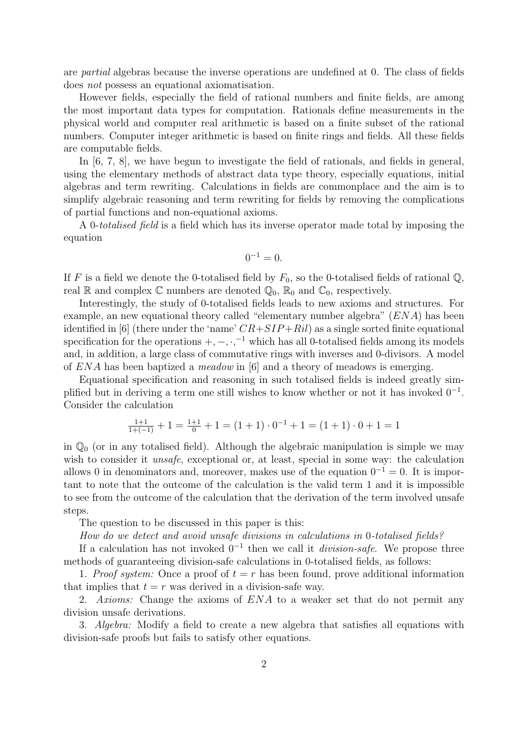are *partial* algebras because the inverse operations are undefined at 0. The class of fields does *not* possess an equational axiomatisation.

However fields, especially the field of rational numbers and finite fields, are among the most important data types for computation. Rationals define measurements in the physical world and computer real arithmetic is based on a finite subset of the rational numbers. Computer integer arithmetic is based on finite rings and fields. All these fields are computable fields.

In [6, 7, 8], we have begun to investigate the field of rationals, and fields in general, using the elementary methods of abstract data type theory, especially equations, initial algebras and term rewriting. Calculations in fields are commonplace and the aim is to simplify algebraic reasoning and term rewriting for fields by removing the complications of partial functions and non-equational axioms.

A 0-*totalised field* is a field which has its inverse operator made total by imposing the equation

$$0^{-1} = 0.$$

If $F$ is a field we denote the 0-totalised field by $F_0$, so the 0-totalised fields of rational $\mathbb{Q}$, real $\mathbb{R}$ and complex $\mathbb{C}$ numbers are denoted $\mathbb{Q}_0$, $\mathbb{R}_0$ and $\mathbb{C}_0$, respectively.

Interestingly, the study of 0-totalised fields leads to new axioms and structures. For example, an new equational theory called "elementary number algebra" ($ENA$) has been identified in [6] (there under the 'name' $CR{+}SIP{+}Ril$) as a single sorted finite equational specification for the operations $+, -, \cdot, ^{-1}$ which has all 0-totalised fields among its models and, in addition, a large class of commutative rings with inverses and 0-divisors. A model of $ENA$ has been baptized a *meadow* in [6] and a theory of meadows is emerging.

Equational specification and reasoning in such totalised fields is indeed greatly simplified but in deriving a term one still wishes to know whether or not it has invoked $0^{-1}$. Consider the calculation

$$\tfrac{1+1}{1+(-1)} + 1 = \tfrac{1+1}{0} + 1 = (1+1)\cdot 0^{-1} + 1 = (1+1)\cdot 0 + 1 = 1$$

in $\mathbb{Q}_0$ (or in any totalised field). Although the algebraic manipulation is simple we may wish to consider it *unsafe*, exceptional or, at least, special in some way: the calculation allows 0 in denominators and, moreover, makes use of the equation $0^{-1} = 0$. It is important to note that the outcome of the calculation is the valid term 1 and it is impossible to see from the outcome of the calculation that the derivation of the term involved unsafe steps.

The question to be discussed in this paper is this:

*How do we detect and avoid unsafe divisions in calculations in* 0*-totalised fields?*

If a calculation has not invoked $0^{-1}$ then we call it *division-safe*. We propose three methods of guaranteeing division-safe calculations in 0-totalised fields, as follows:

1. *Proof system:* Once a proof of $t = r$ has been found, prove additional information that implies that $t = r$ was derived in a division-safe way.

2. *Axioms:* Change the axioms of $ENA$ to a weaker set that do not permit any division unsafe derivations.

3. *Algebra:* Modify a field to create a new algebra that satisfies all equations with division-safe proofs but fails to satisfy other equations.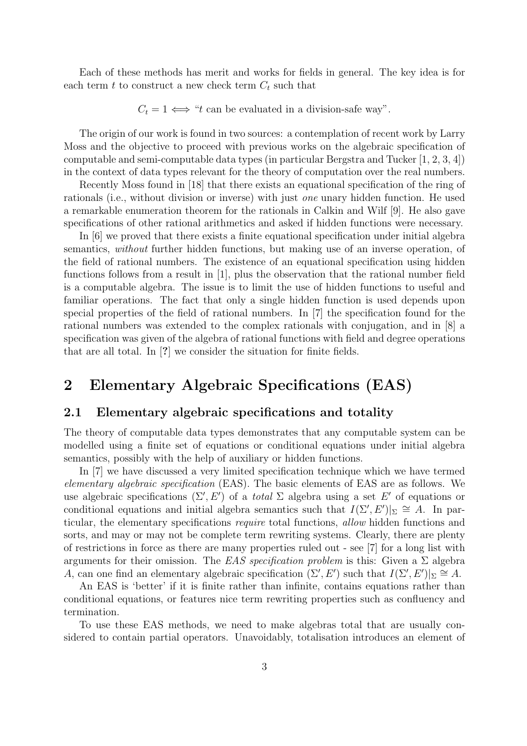Each of these methods has merit and works for fields in general. The key idea is for each term $t$ to construct a new check term $C_t$ such that

$$C_t = 1 \Longleftrightarrow \text{“}t \text{ can be evaluated in a division-safe way”}.$$

The origin of our work is found in two sources: a contemplation of recent work by Larry Moss and the objective to proceed with previous works on the algebraic specification of computable and semi-computable data types (in particular Bergstra and Tucker [1, 2, 3, 4]) in the context of data types relevant for the theory of computation over the real numbers.

Recently Moss found in [18] that there exists an equational specification of the ring of rationals (i.e., without division or inverse) with just *one* unary hidden function. He used a remarkable enumeration theorem for the rationals in Calkin and Wilf [9]. He also gave specifications of other rational arithmetics and asked if hidden functions were necessary.

In [6] we proved that there exists a finite equational specification under initial algebra semantics, *without* further hidden functions, but making use of an inverse operation, of the field of rational numbers. The existence of an equational specification using hidden functions follows from a result in [1], plus the observation that the rational number field is a computable algebra. The issue is to limit the use of hidden functions to useful and familiar operations. The fact that only a single hidden function is used depends upon special properties of the field of rational numbers. In [7] the specification found for the rational numbers was extended to the complex rationals with conjugation, and in [8] a specification was given of the algebra of rational functions with field and degree operations that are all total. In [**?**] we consider the situation for finite fields.

# 2 Elementary Algebraic Specifications (EAS)

## 2.1 Elementary algebraic specifications and totality

The theory of computable data types demonstrates that any computable system can be modelled using a finite set of equations or conditional equations under initial algebra semantics, possibly with the help of auxiliary or hidden functions.

In [7] we have discussed a very limited specification technique which we have termed *elementary algebraic specification* (EAS). The basic elements of EAS are as follows. We use algebraic specifications $(\Sigma', E')$ of a *total* $\Sigma$ algebra using a set $E'$ of equations or conditional equations and initial algebra semantics such that $I(\Sigma', E')|_\Sigma \cong A$. In particular, the elementary specifications *require* total functions, *allow* hidden functions and sorts, and may or may not be complete term rewriting systems. Clearly, there are plenty of restrictions in force as there are many properties ruled out - see [7] for a long list with arguments for their omission. The *EAS specification problem* is this: Given a $\Sigma$ algebra $A$, can one find an elementary algebraic specification $(\Sigma', E')$ such that $I(\Sigma', E')|_\Sigma \cong A$.

An EAS is 'better' if it is finite rather than infinite, contains equations rather than conditional equations, or features nice term rewriting properties such as confluency and termination.

To use these EAS methods, we need to make algebras total that are usually considered to contain partial operators. Unavoidably, totalisation introduces an element of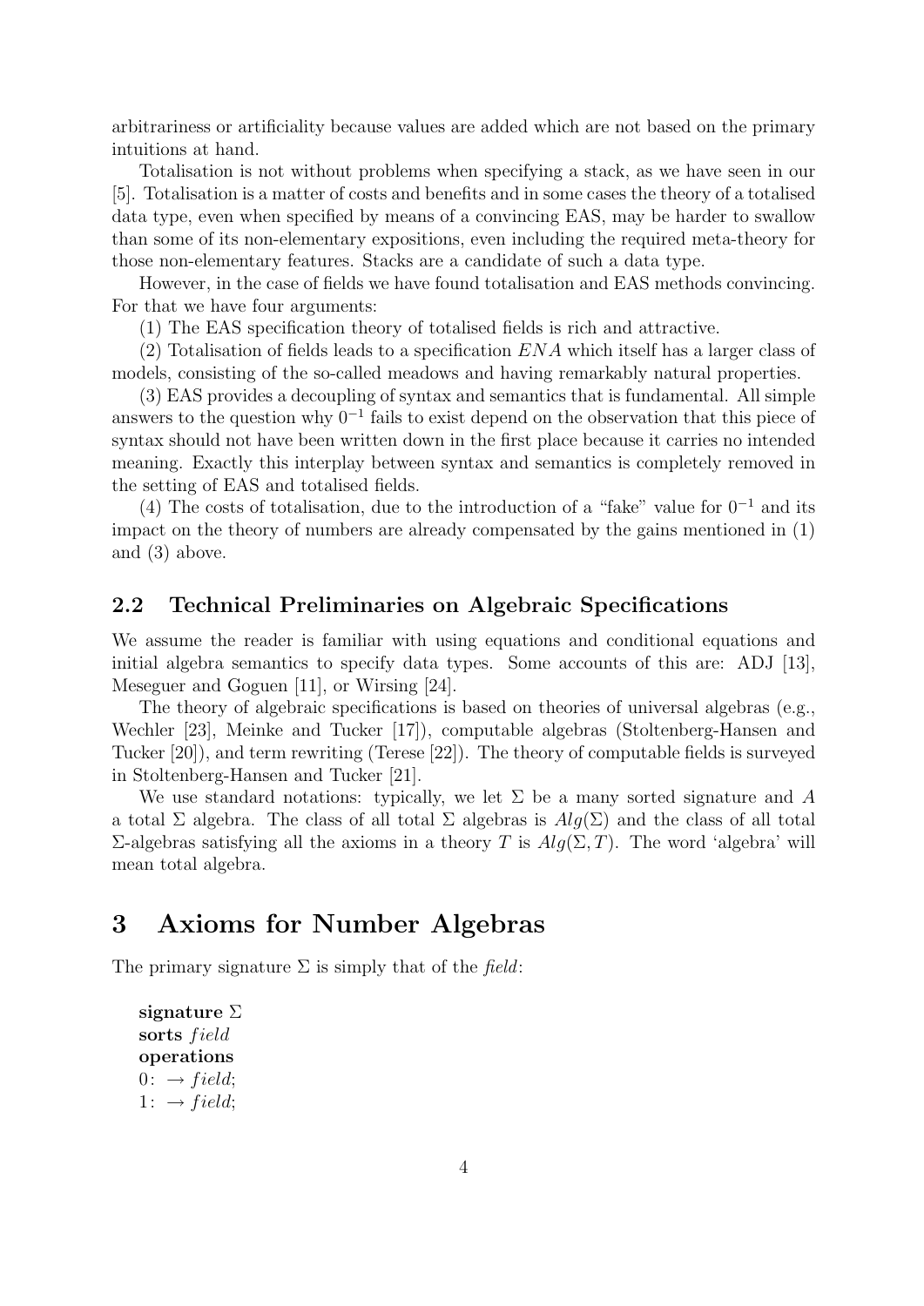arbitrariness or artificiality because values are added which are not based on the primary intuitions at hand.

Totalisation is not without problems when specifying a stack, as we have seen in our [5]. Totalisation is a matter of costs and benefits and in some cases the theory of a totalised data type, even when specified by means of a convincing EAS, may be harder to swallow than some of its non-elementary expositions, even including the required meta-theory for those non-elementary features. Stacks are a candidate of such a data type.

However, in the case of fields we have found totalisation and EAS methods convincing. For that we have four arguments:

(1) The EAS specification theory of totalised fields is rich and attractive.

(2) Totalisation of fields leads to a specification $ENA$ which itself has a larger class of models, consisting of the so-called meadows and having remarkably natural properties.

(3) EAS provides a decoupling of syntax and semantics that is fundamental. All simple answers to the question why $0^{-1}$ fails to exist depend on the observation that this piece of syntax should not have been written down in the first place because it carries no intended meaning. Exactly this interplay between syntax and semantics is completely removed in the setting of EAS and totalised fields.

(4) The costs of totalisation, due to the introduction of a "fake" value for $0^{-1}$ and its impact on the theory of numbers are already compensated by the gains mentioned in (1) and (3) above.

## 2.2 Technical Preliminaries on Algebraic Specifications

We assume the reader is familiar with using equations and conditional equations and initial algebra semantics to specify data types. Some accounts of this are: ADJ [13], Meseguer and Goguen [11], or Wirsing [24].

The theory of algebraic specifications is based on theories of universal algebras (e.g., Wechler [23], Meinke and Tucker [17]), computable algebras (Stoltenberg-Hansen and Tucker [20]), and term rewriting (Terese [22]). The theory of computable fields is surveyed in Stoltenberg-Hansen and Tucker [21].

We use standard notations: typically, we let $\Sigma$ be a many sorted signature and $A$ a total $\Sigma$ algebra. The class of all total $\Sigma$ algebras is $Alg(\Sigma)$ and the class of all total $\Sigma$-algebras satisfying all the axioms in a theory $T$ is $Alg(\Sigma, T)$. The word 'algebra' will mean total algebra.

# 3 Axioms for Number Algebras

The primary signature $\Sigma$ is simply that of the *field*:

**signature** $\Sigma$
**sorts** $field$
**operations**
$0\colon \to field$;
$1\colon \to field$;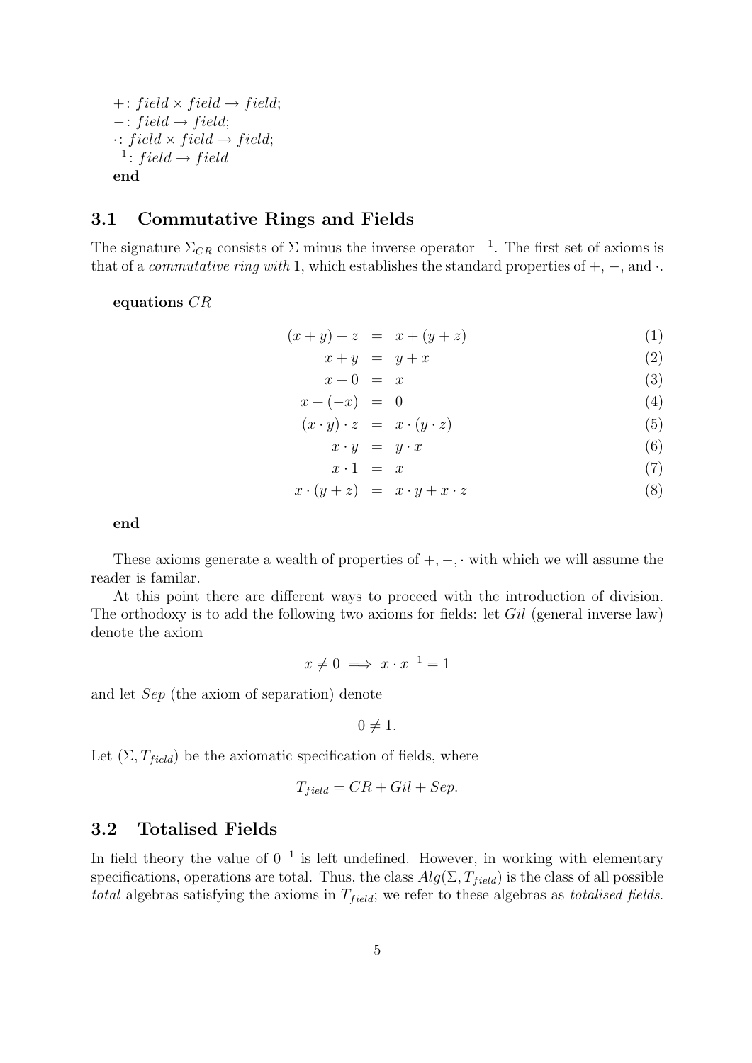$+\colon field \times field \to field$;
$-\colon field \to field$;
$\cdot\colon field \times field \to field$;
${}^{-1}\colon field \to field$
**end**

## 3.1 Commutative Rings and Fields

The signature $\Sigma_{CR}$ consists of $\Sigma$ minus the inverse operator ${}^{-1}$. The first set of axioms is that of a *commutative ring with* 1, which establishes the standard properties of $+$, $-$, and $\cdot$.

**equations** $CR$

$$
\begin{aligned}
(x + y) + z &= x + (y + z) && (1)\\
x + y &= y + x && (2)\\
x + 0 &= x && (3)\\
x + (-x) &= 0 && (4)\\
(x \cdot y) \cdot z &= x \cdot (y \cdot z) && (5)\\
x \cdot y &= y \cdot x && (6)\\
x \cdot 1 &= x && (7)\\
x \cdot (y + z) &= x \cdot y + x \cdot z && (8)
\end{aligned}
$$

**end**

These axioms generate a wealth of properties of $+, -, \cdot$ with which we will assume the reader is familar.

At this point there are different ways to proceed with the introduction of division. The orthodoxy is to add the following two axioms for fields: let *Gil* (general inverse law) denote the axiom

$$x \neq 0 \implies x \cdot x^{-1} = 1$$

and let *Sep* (the axiom of separation) denote

$$0 \neq 1.$$

Let $(\Sigma, T_{field})$ be the axiomatic specification of fields, where

$$T_{field} = CR + Gil + Sep.$$

## 3.2 Totalised Fields

In field theory the value of $0^{-1}$ is left undefined. However, in working with elementary specifications, operations are total. Thus, the class $Alg(\Sigma, T_{field})$ is the class of all possible *total* algebras satisfying the axioms in $T_{field}$; we refer to these algebras as *totalised fields*.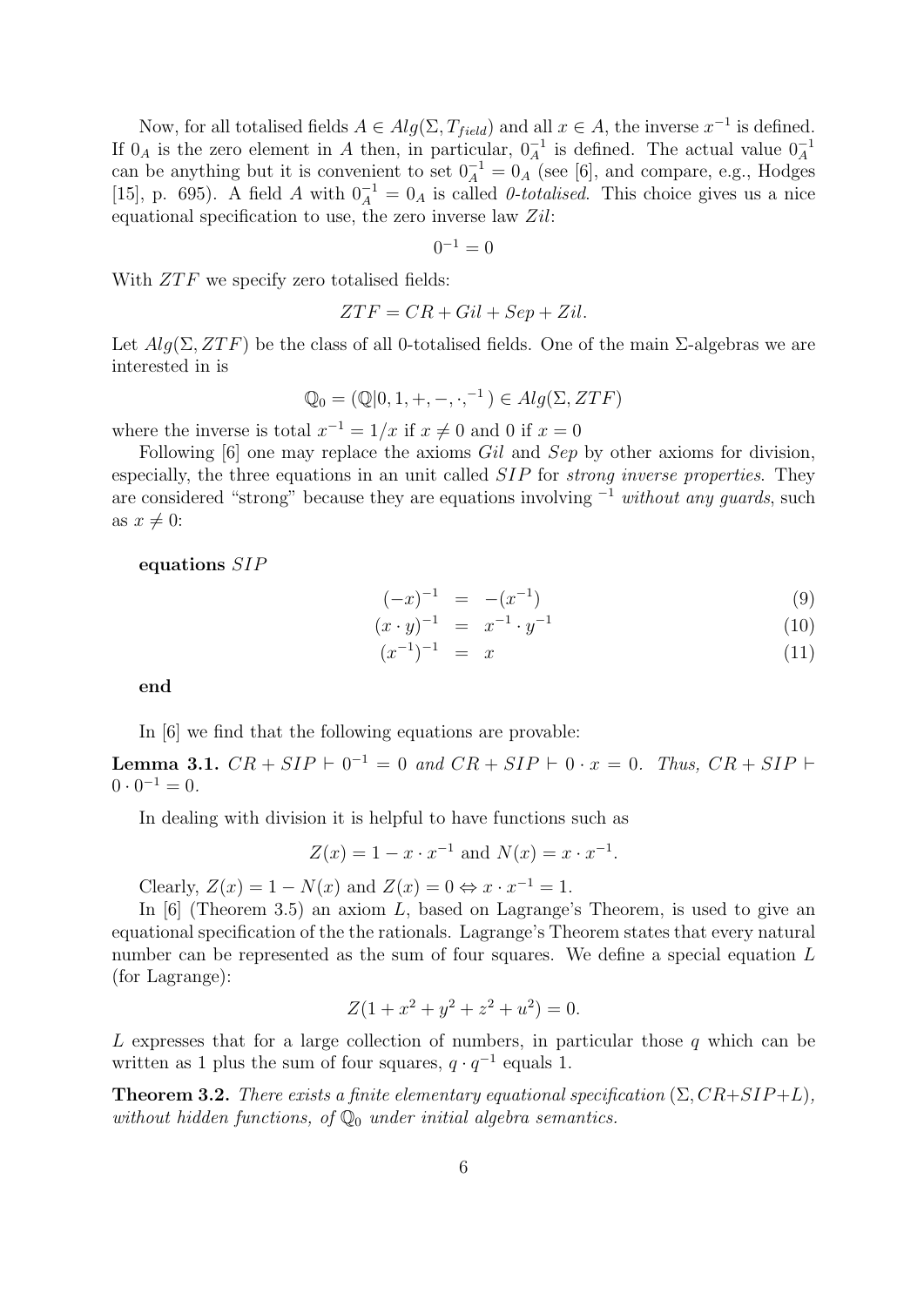Now, for all totalised fields $A \in Alg(\Sigma, T_{field})$ and all $x \in A$, the inverse $x^{-1}$ is defined. If $0_A$ is the zero element in $A$ then, in particular, $0_A^{-1}$ is defined. The actual value $0_A^{-1}$ can be anything but it is convenient to set $0_A^{-1} = 0_A$ (see [6], and compare, e.g., Hodges [15], p. 695). A field $A$ with $0_A^{-1} = 0_A$ is called *0-totalised*. This choice gives us a nice equational specification to use, the zero inverse law $Zil$:

$$0^{-1} = 0$$

With $ZTF$ we specify zero totalised fields:

$$ZTF = CR + Gil + Sep + Zil.$$

Let $Alg(\Sigma, ZTF)$ be the class of all 0-totalised fields. One of the main $\Sigma$-algebras we are interested in is

$$\mathbb{Q}_0 = (\mathbb{Q}|0, 1, +, -, \cdot, ^{-1}) \in Alg(\Sigma, ZTF)$$

where the inverse is total $x^{-1} = 1/x$ if $x \neq 0$ and 0 if $x = 0$

Following [6] one may replace the axioms $Gil$ and $Sep$ by other axioms for division, especially, the three equations in an unit called $SIP$ for *strong inverse properties*. They are considered "strong" because they are equations involving $^{-1}$ *without any guards*, such as $x \neq 0$:

**equations** $SIP$

$$(-x)^{-1} = -(x^{-1}) \tag{9}$$

$$(x \cdot y)^{-1} = x^{-1} \cdot y^{-1} \tag{10}$$

$$(x^{-1})^{-1} = x \tag{11}$$

**end**

In [6] we find that the following equations are provable:

**Lemma 3.1.** *$CR + SIP \vdash 0^{-1} = 0$ and $CR + SIP \vdash 0 \cdot x = 0$. Thus, $CR + SIP \vdash 0 \cdot 0^{-1} = 0$.*

In dealing with division it is helpful to have functions such as

$$Z(x) = 1 - x \cdot x^{-1} \text{ and } N(x) = x \cdot x^{-1}.$$

Clearly, $Z(x) = 1 - N(x)$ and $Z(x) = 0 \Leftrightarrow x \cdot x^{-1} = 1$.

In [6] (Theorem 3.5) an axiom $L$, based on Lagrange's Theorem, is used to give an equational specification of the the rationals. Lagrange's Theorem states that every natural number can be represented as the sum of four squares. We define a special equation $L$ (for Lagrange):

$$Z(1 + x^2 + y^2 + z^2 + u^2) = 0.$$

$L$ expresses that for a large collection of numbers, in particular those $q$ which can be written as 1 plus the sum of four squares, $q \cdot q^{-1}$ equals 1.

**Theorem 3.2.** *There exists a finite elementary equational specification $(\Sigma, CR+SIP+L)$, without hidden functions, of $\mathbb{Q}_0$ under initial algebra semantics.*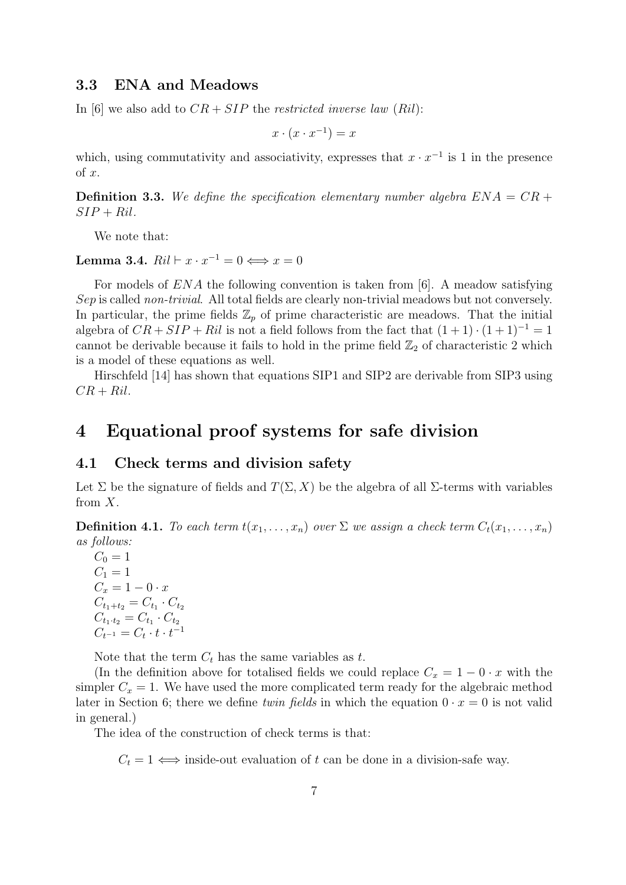### 3.3 ENA and Meadows

In [6] we also add to $CR + SIP$ the *restricted inverse law* (*Ril*):

$$x \cdot (x \cdot x^{-1}) = x$$

which, using commutativity and associativity, expresses that $x \cdot x^{-1}$ is 1 in the presence of $x$.

**Definition 3.3.** *We define the specification elementary number algebra $ENA = CR + SIP + Ril$.*

We note that:

**Lemma 3.4.** $Ril \vdash x \cdot x^{-1} = 0 \Longleftrightarrow x = 0$

For models of $ENA$ the following convention is taken from [6]. A meadow satisfying *Sep* is called *non-trivial*. All total fields are clearly non-trivial meadows but not conversely. In particular, the prime fields $\mathbb{Z}_p$ of prime characteristic are meadows. That the initial algebra of $CR + SIP + Ril$ is not a field follows from the fact that $(1 + 1) \cdot (1 + 1)^{-1} = 1$ cannot be derivable because it fails to hold in the prime field $\mathbb{Z}_2$ of characteristic 2 which is a model of these equations as well.

Hirschfeld [14] has shown that equations SIP1 and SIP2 are derivable from SIP3 using $CR + Ril$.

# 4 Equational proof systems for safe division

## 4.1 Check terms and division safety

Let $\Sigma$ be the signature of fields and $T(\Sigma, X)$ be the algebra of all $\Sigma$-terms with variables from $X$.

**Definition 4.1.** *To each term $t(x_1, \ldots, x_n)$ over $\Sigma$ we assign a check term $C_t(x_1, \ldots, x_n)$ as follows:*

$C_0 = 1$
$C_1 = 1$
$C_x = 1 - 0 \cdot x$
$C_{t_1+t_2} = C_{t_1} \cdot C_{t_2}$
$C_{t_1 \cdot t_2} = C_{t_1} \cdot C_{t_2}$
$C_{t^{-1}} = C_t \cdot t \cdot t^{-1}$

Note that the term $C_t$ has the same variables as $t$.

(In the definition above for totalised fields we could replace $C_x = 1 - 0 \cdot x$ with the simpler $C_x = 1$. We have used the more complicated term ready for the algebraic method later in Section 6; there we define *twin fields* in which the equation $0 \cdot x = 0$ is not valid in general.)

The idea of the construction of check terms is that:

$C_t = 1 \Longleftrightarrow$ inside-out evaluation of $t$ can be done in a division-safe way.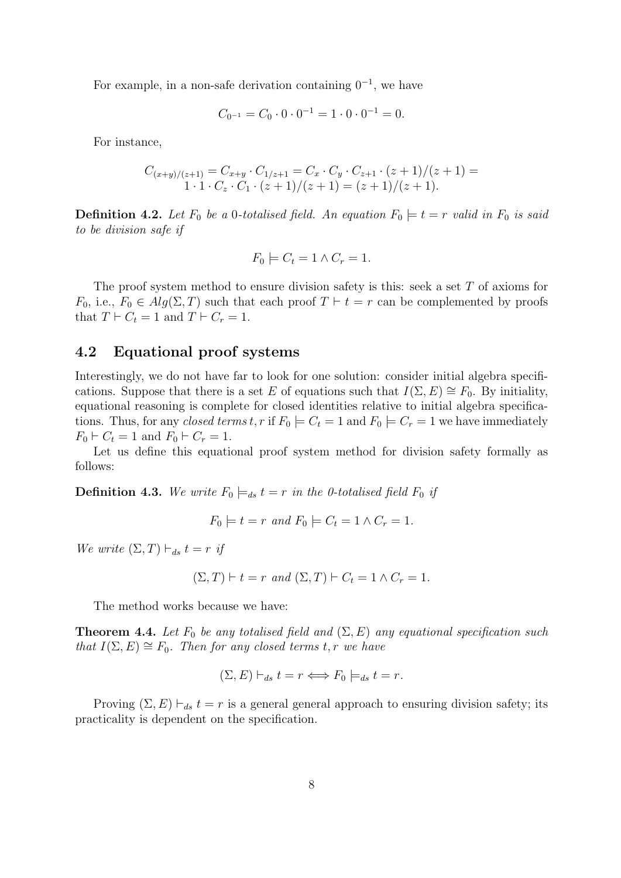For example, in a non-safe derivation containing $0^{-1}$, we have

$$C_{0^{-1}} = C_0 \cdot 0 \cdot 0^{-1} = 1 \cdot 0 \cdot 0^{-1} = 0.$$

For instance,

$$C_{(x+y)/(z+1)} = C_{x+y} \cdot C_{1/z+1} = C_x \cdot C_y \cdot C_{z+1} \cdot (z+1)/(z+1) = \\ 1 \cdot 1 \cdot C_z \cdot C_1 \cdot (z+1)/(z+1) = (z+1)/(z+1).$$

**Definition 4.2.** *Let $F_0$ be a 0-totalised field. An equation $F_0 \models t = r$ valid in $F_0$ is said to be division safe if*

$$F_0 \models C_t = 1 \wedge C_r = 1.$$

The proof system method to ensure division safety is this: seek a set $T$ of axioms for $F_0$, i.e., $F_0 \in Alg(\Sigma, T)$ such that each proof $T \vdash t = r$ can be complemented by proofs that $T \vdash C_t = 1$ and $T \vdash C_r = 1$.

## 4.2 Equational proof systems

Interestingly, we do not have far to look for one solution: consider initial algebra specifications. Suppose that there is a set $E$ of equations such that $I(\Sigma, E) \cong F_0$. By initiality, equational reasoning is complete for closed identities relative to initial algebra specifications. Thus, for any *closed terms* $t, r$ if $F_0 \models C_t = 1$ and $F_0 \models C_r = 1$ we have immediately $F_0 \vdash C_t = 1$ and $F_0 \vdash C_r = 1$.

Let us define this equational proof system method for division safety formally as follows:

**Definition 4.3.** *We write $F_0 \models_{ds} t = r$ in the 0-totalised field $F_0$ if*

$$F_0 \models t = r \text{ and } F_0 \models C_t = 1 \wedge C_r = 1.$$

*We write $(\Sigma, T) \vdash_{ds} t = r$ if*

$$(\Sigma, T) \vdash t = r \text{ and } (\Sigma, T) \vdash C_t = 1 \wedge C_r = 1.$$

The method works because we have:

**Theorem 4.4.** *Let $F_0$ be any totalised field and $(\Sigma, E)$ any equational specification such that $I(\Sigma, E) \cong F_0$. Then for any closed terms $t, r$ we have*

$$(\Sigma, E) \vdash_{ds} t = r \Longleftrightarrow F_0 \models_{ds} t = r.$$

Proving $(\Sigma, E) \vdash_{ds} t = r$ is a general general approach to ensuring division safety; its practicality is dependent on the specification.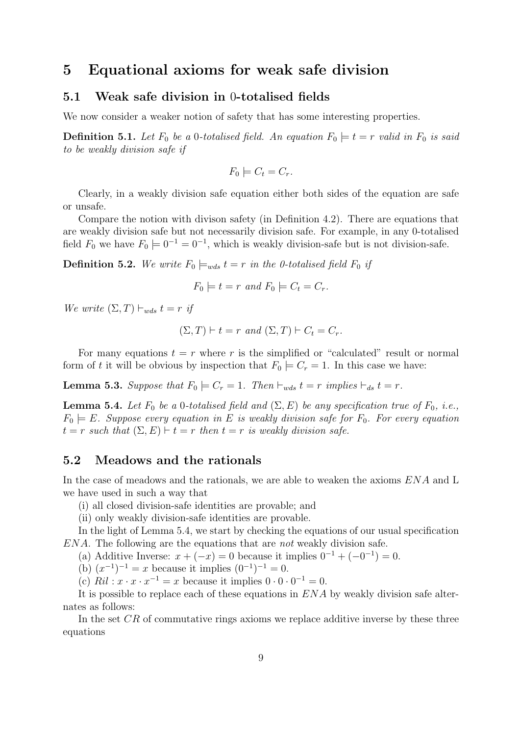# 5 Equational axioms for weak safe division

## 5.1 Weak safe division in 0-totalised fields

We now consider a weaker notion of safety that has some interesting properties.

**Definition 5.1.** *Let $F_0$ be a 0-totalised field. An equation $F_0 \models t = r$ valid in $F_0$ is said to be weakly division safe if*

$$F_0 \models C_t = C_r.$$

Clearly, in a weakly division safe equation either both sides of the equation are safe or unsafe.

Compare the notion with divison safety (in Definition 4.2). There are equations that are weakly division safe but not necessarily division safe. For example, in any 0-totalised field $F_0$ we have $F_0 \models 0^{-1} = 0^{-1}$, which is weakly division-safe but is not division-safe.

**Definition 5.2.** *We write $F_0 \models_{wds} t = r$ in the 0-totalised field $F_0$ if*

$$F_0 \models t = r \text{ and } F_0 \models C_t = C_r.$$

*We write $(\Sigma, T) \vdash_{wds} t = r$ if*

$$(\Sigma, T) \vdash t = r \text{ and } (\Sigma, T) \vdash C_t = C_r.$$

For many equations $t = r$ where $r$ is the simplified or "calculated" result or normal form of $t$ it will be obvious by inspection that $F_0 \models C_r = 1$. In this case we have:

**Lemma 5.3.** *Suppose that $F_0 \models C_r = 1$. Then $\vdash_{wds} t = r$ implies $\vdash_{ds} t = r$.*

**Lemma 5.4.** *Let $F_0$ be a 0-totalised field and $(\Sigma, E)$ be any specification true of $F_0$, i.e., $F_0 \models E$. Suppose every equation in $E$ is weakly division safe for $F_0$. For every equation $t = r$ such that $(\Sigma, E) \vdash t = r$ then $t = r$ is weakly division safe.*

## 5.2 Meadows and the rationals

In the case of meadows and the rationals, we are able to weaken the axioms $ENA$ and L we have used in such a way that

(i) all closed division-safe identities are provable; and

(ii) only weakly division-safe identities are provable.

In the light of Lemma 5.4, we start by checking the equations of our usual specification $ENA$. The following are the equations that are *not* weakly division safe.

(a) Additive Inverse: $x + (-x) = 0$ because it implies $0^{-1} + (-0^{-1}) = 0$.

(b) $(x^{-1})^{-1} = x$ because it implies $(0^{-1})^{-1} = 0$.

(c) $Ril : x \cdot x \cdot x^{-1} = x$ because it implies $0 \cdot 0 \cdot 0^{-1} = 0$.

It is possible to replace each of these equations in $ENA$ by weakly division safe alternates as follows:

In the set $CR$ of commutative rings axioms we replace additive inverse by these three equations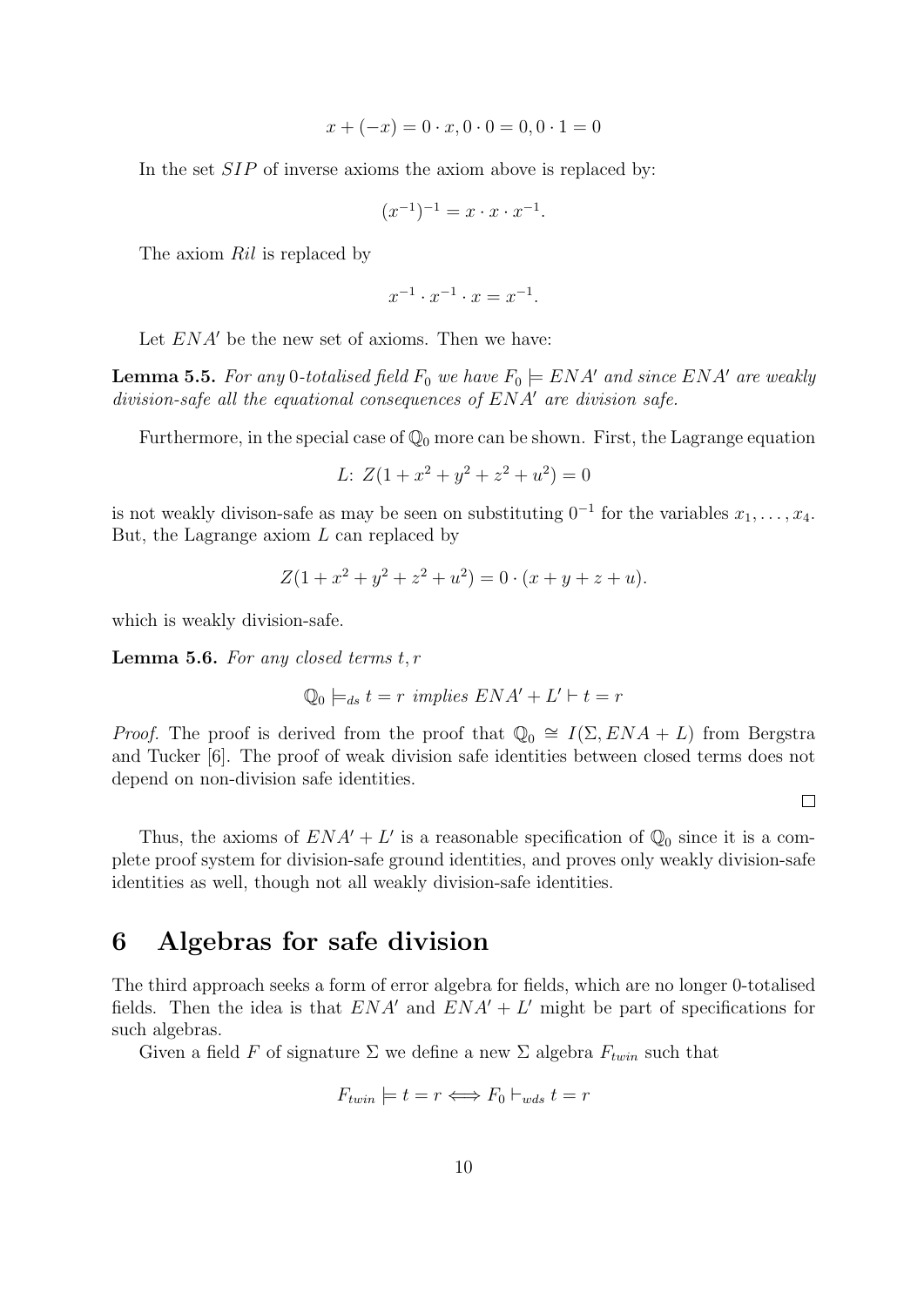$$x + (-x) = 0 \cdot x, 0 \cdot 0 = 0, 0 \cdot 1 = 0$$

In the set $SIP$ of inverse axioms the axiom above is replaced by:

$$(x^{-1})^{-1} = x \cdot x \cdot x^{-1}.$$

The axiom $Ril$ is replaced by

$$x^{-1} \cdot x^{-1} \cdot x = x^{-1}.$$

Let $ENA'$ be the new set of axioms. Then we have:

**Lemma 5.5.** *For any 0-totalised field $F_0$ we have $F_0 \models ENA'$ and since $ENA'$ are weakly division-safe all the equational consequences of $ENA'$ are division safe.*

Furthermore, in the special case of $\mathbb{Q}_0$ more can be shown. First, the Lagrange equation

$$L\colon\ Z(1 + x^2 + y^2 + z^2 + u^2) = 0$$

is not weakly divison-safe as may be seen on substituting $0^{-1}$ for the variables $x_1, \ldots, x_4$. But, the Lagrange axiom $L$ can replaced by

$$Z(1 + x^2 + y^2 + z^2 + u^2) = 0 \cdot (x + y + z + u).$$

which is weakly division-safe.

**Lemma 5.6.** *For any closed terms $t, r$*

$$\mathbb{Q}_0 \models_{ds} t = r \textit{ implies } ENA' + L' \vdash t = r$$

*Proof.* The proof is derived from the proof that $\mathbb{Q}_0 \cong I(\Sigma, ENA + L)$ from Bergstra and Tucker [6]. The proof of weak division safe identities between closed terms does not depend on non-division safe identities.

□

Thus, the axioms of $ENA' + L'$ is a reasonable specification of $\mathbb{Q}_0$ since it is a complete proof system for division-safe ground identities, and proves only weakly division-safe identities as well, though not all weakly division-safe identities.

# 6 Algebras for safe division

The third approach seeks a form of error algebra for fields, which are no longer 0-totalised fields. Then the idea is that $ENA'$ and $ENA' + L'$ might be part of specifications for such algebras.

Given a field $F$ of signature $\Sigma$ we define a new $\Sigma$ algebra $F_{twin}$ such that

$$F_{twin} \models t = r \iff F_0 \vdash_{wds} t = r$$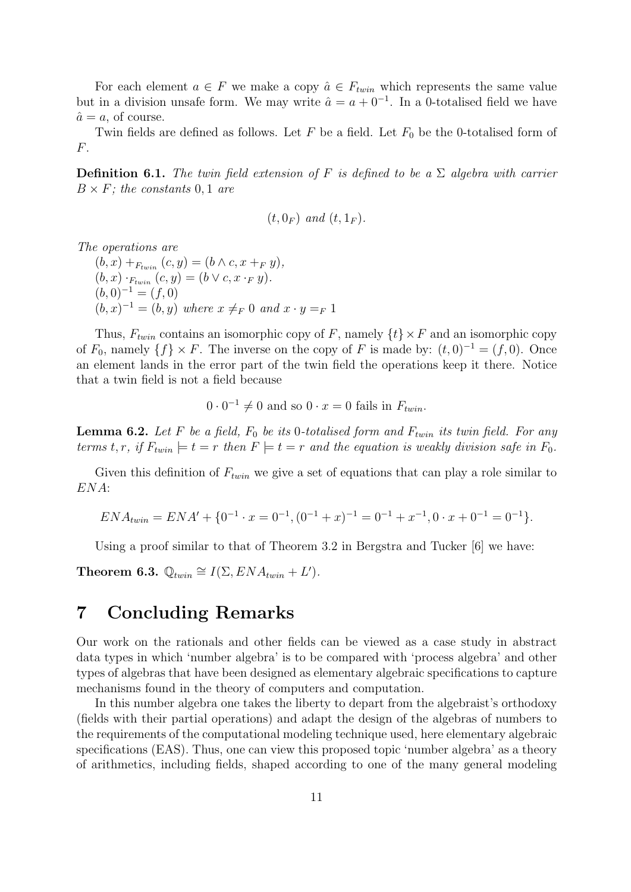For each element $a \in F$ we make a copy $\hat{a} \in F_{twin}$ which represents the same value but in a division unsafe form. We may write $\hat{a} = a + 0^{-1}$. In a 0-totalised field we have $\hat{a} = a$, of course.

Twin fields are defined as follows. Let $F$ be a field. Let $F_0$ be the 0-totalised form of $F$.

**Definition 6.1.** *The twin field extension of $F$ is defined to be a $\Sigma$ algebra with carrier $B \times F$; the constants $0, 1$ are*

$$(t, 0_F) \text{ and } (t, 1_F).$$

*The operations are*
$(b, x) +_{F_{twin}} (c, y) = (b \wedge c, x +_F y)$,
$(b, x) \cdot_{F_{twin}} (c, y) = (b \vee c, x \cdot_F y)$.
$(b, 0)^{-1} = (f, 0)$
$(b, x)^{-1} = (b, y)$ *where* $x \neq_F 0$ *and* $x \cdot y =_F 1$

Thus, $F_{twin}$ contains an isomorphic copy of $F$, namely $\{t\} \times F$ and an isomorphic copy of $F_0$, namely $\{f\} \times F$. The inverse on the copy of $F$ is made by: $(t, 0)^{-1} = (f, 0)$. Once an element lands in the error part of the twin field the operations keep it there. Notice that a twin field is not a field because

$$0 \cdot 0^{-1} \neq 0 \text{ and so } 0 \cdot x = 0 \text{ fails in } F_{twin}.$$

**Lemma 6.2.** *Let $F$ be a field, $F_0$ be its 0-totalised form and $F_{twin}$ its twin field. For any terms $t, r$, if $F_{twin} \models t = r$ then $F \models t = r$ and the equation is weakly division safe in $F_0$.*

Given this definition of $F_{twin}$ we give a set of equations that can play a role similar to $ENA$:

$$ENA_{twin} = ENA' + \{0^{-1} \cdot x = 0^{-1}, (0^{-1} + x)^{-1} = 0^{-1} + x^{-1}, 0 \cdot x + 0^{-1} = 0^{-1}\}.$$

Using a proof similar to that of Theorem 3.2 in Bergstra and Tucker [6] we have:

**Theorem 6.3.** $\mathbb{Q}_{twin} \cong I(\Sigma, ENA_{twin} + L')$.

# 7 Concluding Remarks

Our work on the rationals and other fields can be viewed as a case study in abstract data types in which 'number algebra' is to be compared with 'process algebra' and other types of algebras that have been designed as elementary algebraic specifications to capture mechanisms found in the theory of computers and computation.

In this number algebra one takes the liberty to depart from the algebraist's orthodoxy (fields with their partial operations) and adapt the design of the algebras of numbers to the requirements of the computational modeling technique used, here elementary algebraic specifications (EAS). Thus, one can view this proposed topic 'number algebra' as a theory of arithmetics, including fields, shaped according to one of the many general modeling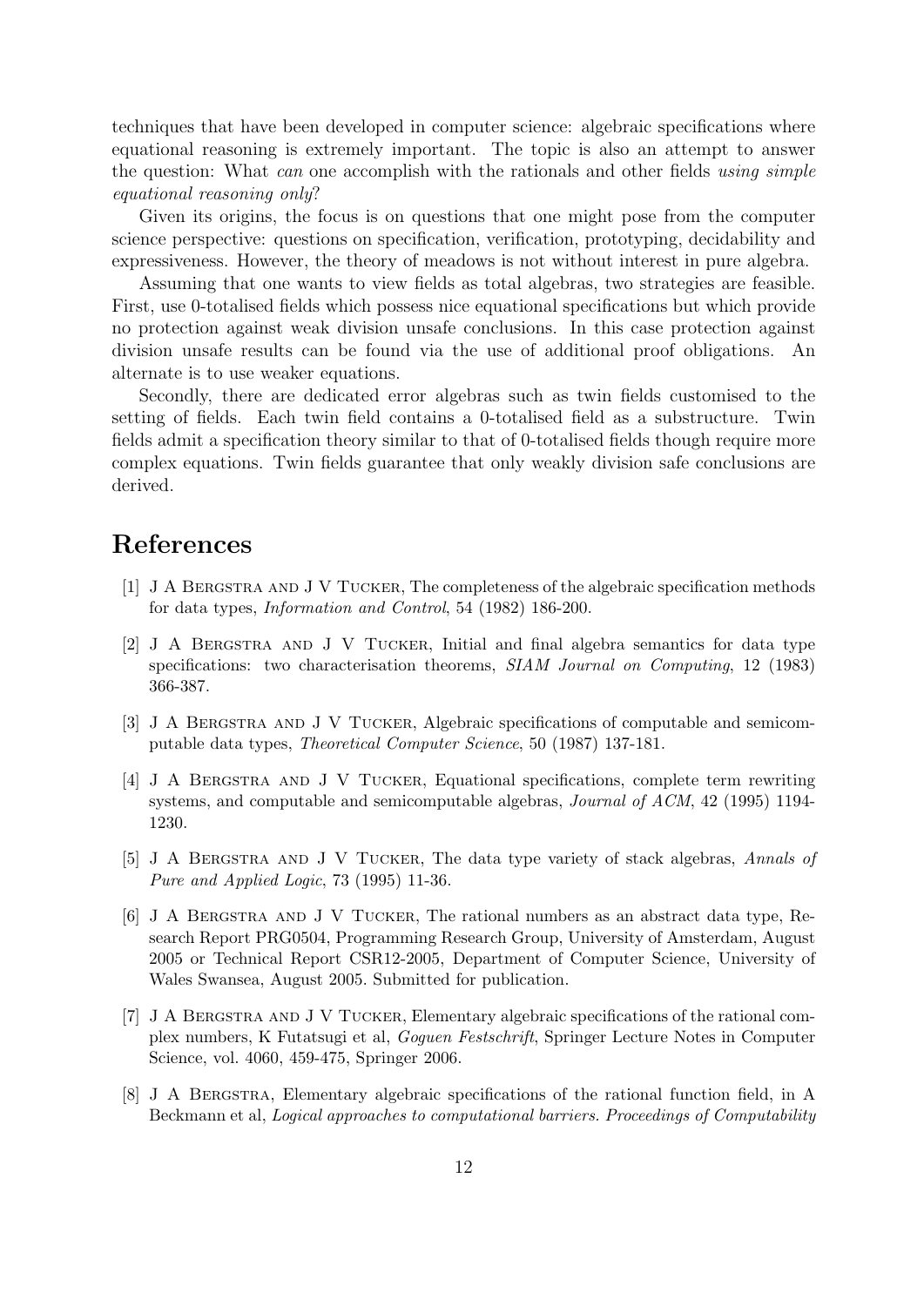techniques that have been developed in computer science: algebraic specifications where equational reasoning is extremely important. The topic is also an attempt to answer the question: What *can* one accomplish with the rationals and other fields *using simple equational reasoning only*?

Given its origins, the focus is on questions that one might pose from the computer science perspective: questions on specification, verification, prototyping, decidability and expressiveness. However, the theory of meadows is not without interest in pure algebra.

Assuming that one wants to view fields as total algebras, two strategies are feasible. First, use 0-totalised fields which possess nice equational specifications but which provide no protection against weak division unsafe conclusions. In this case protection against division unsafe results can be found via the use of additional proof obligations. An alternate is to use weaker equations.

Secondly, there are dedicated error algebras such as twin fields customised to the setting of fields. Each twin field contains a 0-totalised field as a substructure. Twin fields admit a specification theory similar to that of 0-totalised fields though require more complex equations. Twin fields guarantee that only weakly division safe conclusions are derived.

# References

[1] J A Bergstra and J V Tucker, The completeness of the algebraic specification methods for data types, *Information and Control*, 54 (1982) 186-200.

[2] J A Bergstra and J V Tucker, Initial and final algebra semantics for data type specifications: two characterisation theorems, *SIAM Journal on Computing*, 12 (1983) 366-387.

[3] J A Bergstra and J V Tucker, Algebraic specifications of computable and semicomputable data types, *Theoretical Computer Science*, 50 (1987) 137-181.

[4] J A Bergstra and J V Tucker, Equational specifications, complete term rewriting systems, and computable and semicomputable algebras, *Journal of ACM*, 42 (1995) 1194-1230.

[5] J A Bergstra and J V Tucker, The data type variety of stack algebras, *Annals of Pure and Applied Logic*, 73 (1995) 11-36.

[6] J A Bergstra and J V Tucker, The rational numbers as an abstract data type, Research Report PRG0504, Programming Research Group, University of Amsterdam, August 2005 or Technical Report CSR12-2005, Department of Computer Science, University of Wales Swansea, August 2005. Submitted for publication.

[7] J A Bergstra and J V Tucker, Elementary algebraic specifications of the rational complex numbers, K Futatsugi et al, *Goguen Festschrift*, Springer Lecture Notes in Computer Science, vol. 4060, 459-475, Springer 2006.

[8] J A Bergstra, Elementary algebraic specifications of the rational function field, in A Beckmann et al, *Logical approaches to computational barriers. Proceedings of Computability*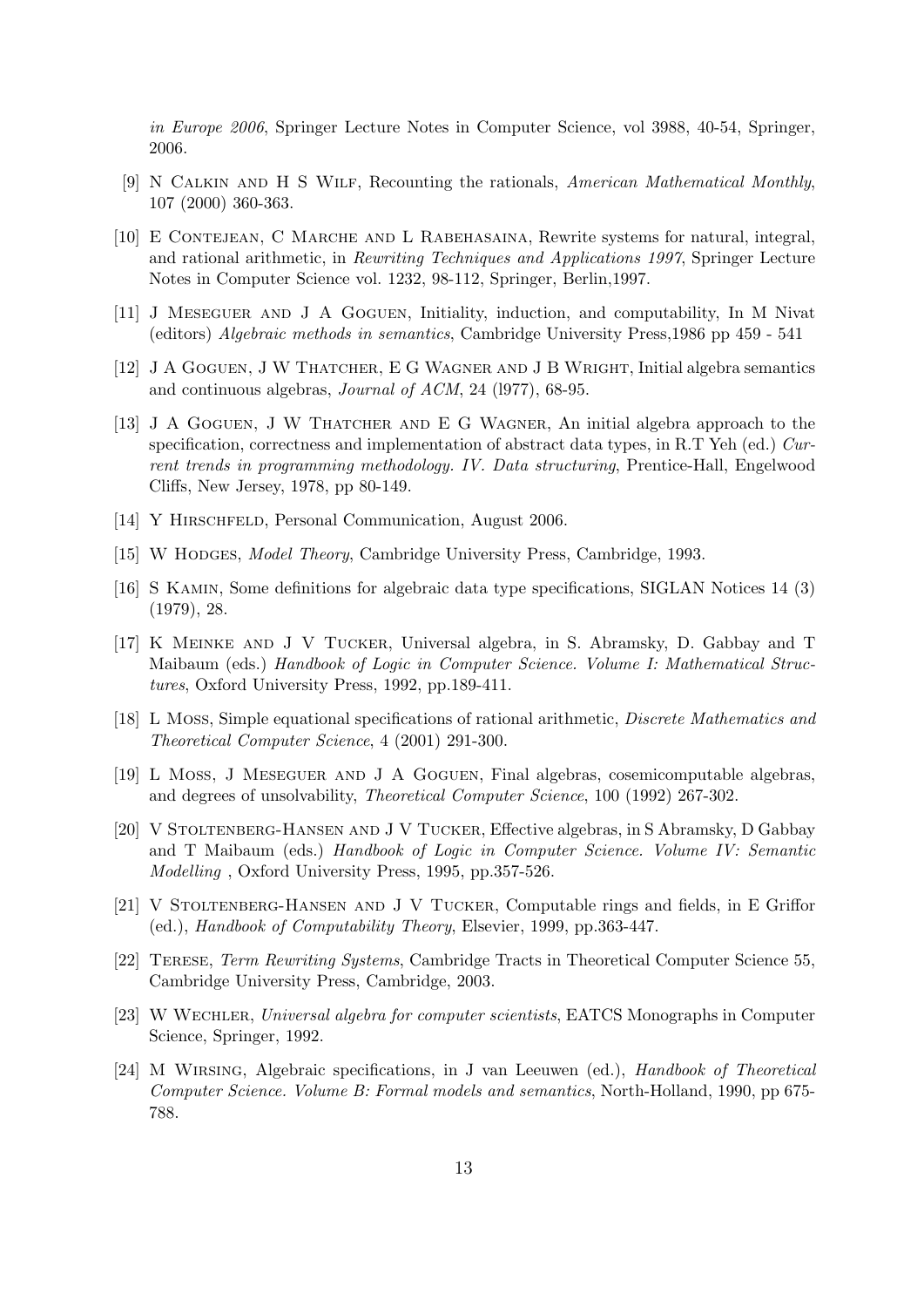*in Europe 2006*, Springer Lecture Notes in Computer Science, vol 3988, 40-54, Springer, 2006.

[9] N Calkin and H S Wilf, Recounting the rationals, *American Mathematical Monthly*, 107 (2000) 360-363.

[10] E Contejean, C Marche and L Rabehasaina, Rewrite systems for natural, integral, and rational arithmetic, in *Rewriting Techniques and Applications 1997*, Springer Lecture Notes in Computer Science vol. 1232, 98-112, Springer, Berlin,1997.

[11] J Meseguer and J A Goguen, Initiality, induction, and computability, In M Nivat (editors) *Algebraic methods in semantics*, Cambridge University Press,1986 pp 459 - 541

[12] J A Goguen, J W Thatcher, E G Wagner and J B Wright, Initial algebra semantics and continuous algebras, *Journal of ACM*, 24 (l977), 68-95.

[13] J A Goguen, J W Thatcher and E G Wagner, An initial algebra approach to the specification, correctness and implementation of abstract data types, in R.T Yeh (ed.) *Current trends in programming methodology. IV. Data structuring*, Prentice-Hall, Engelwood Cliffs, New Jersey, 1978, pp 80-149.

[14] Y Hirschfeld, Personal Communication, August 2006.

[15] W Hodges, *Model Theory*, Cambridge University Press, Cambridge, 1993.

[16] S Kamin, Some definitions for algebraic data type specifications, SIGLAN Notices 14 (3) (1979), 28.

[17] K Meinke and J V Tucker, Universal algebra, in S. Abramsky, D. Gabbay and T Maibaum (eds.) *Handbook of Logic in Computer Science. Volume I: Mathematical Structures*, Oxford University Press, 1992, pp.189-411.

[18] L Moss, Simple equational specifications of rational arithmetic, *Discrete Mathematics and Theoretical Computer Science*, 4 (2001) 291-300.

[19] L Moss, J Meseguer and J A Goguen, Final algebras, cosemicomputable algebras, and degrees of unsolvability, *Theoretical Computer Science*, 100 (1992) 267-302.

[20] V Stoltenberg-Hansen and J V Tucker, Effective algebras, in S Abramsky, D Gabbay and T Maibaum (eds.) *Handbook of Logic in Computer Science. Volume IV: Semantic Modelling* , Oxford University Press, 1995, pp.357-526.

[21] V Stoltenberg-Hansen and J V Tucker, Computable rings and fields, in E Griffor (ed.), *Handbook of Computability Theory*, Elsevier, 1999, pp.363-447.

[22] Terese, *Term Rewriting Systems*, Cambridge Tracts in Theoretical Computer Science 55, Cambridge University Press, Cambridge, 2003.

[23] W Wechler, *Universal algebra for computer scientists*, EATCS Monographs in Computer Science, Springer, 1992.

[24] M Wirsing, Algebraic specifications, in J van Leeuwen (ed.), *Handbook of Theoretical Computer Science. Volume B: Formal models and semantics*, North-Holland, 1990, pp 675-788.